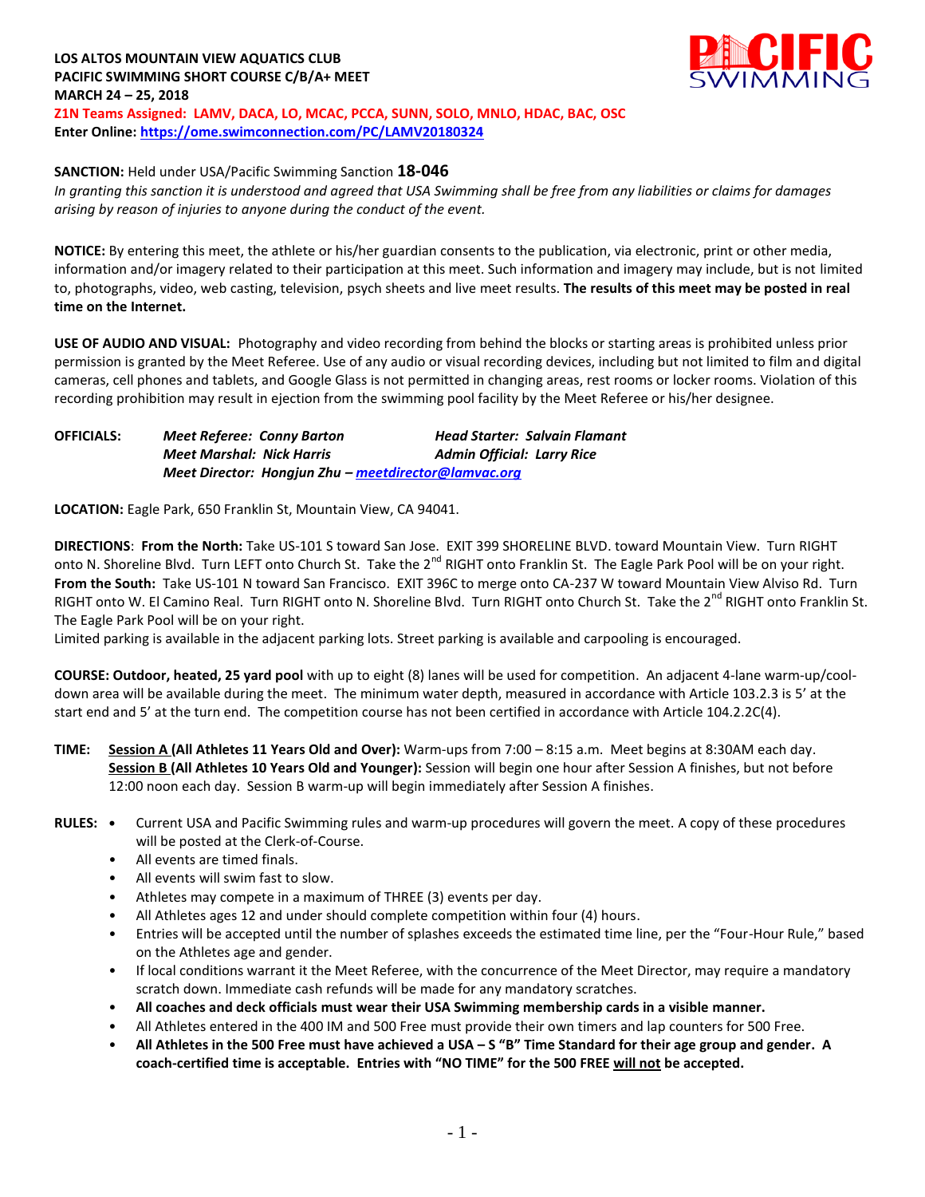**LOS ALTOS MOUNTAIN VIEW AQUATICS CLUB**
**PACIFIC SWIMMING SHORT COURSE C/B/A+ MEET**
**MARCH 24 – 25, 2018**
**Z1N Teams Assigned: LAMV, DACA, LO, MCAC, PCCA, SUNN, SOLO, MNLO, HDAC, BAC, OSC**
**Enter Online: https://ome.swimconnection.com/PC/LAMV20180324**

**SANCTION:** Held under USA/Pacific Swimming Sanction **18-046**
*In granting this sanction it is understood and agreed that USA Swimming shall be free from any liabilities or claims for damages arising by reason of injuries to anyone during the conduct of the event.*

**NOTICE:** By entering this meet, the athlete or his/her guardian consents to the publication, via electronic, print or other media, information and/or imagery related to their participation at this meet. Such information and imagery may include, but is not limited to, photographs, video, web casting, television, psych sheets and live meet results. **The results of this meet may be posted in real time on the Internet.**

**USE OF AUDIO AND VISUAL:** Photography and video recording from behind the blocks or starting areas is prohibited unless prior permission is granted by the Meet Referee. Use of any audio or visual recording devices, including but not limited to film and digital cameras, cell phones and tablets, and Google Glass is not permitted in changing areas, rest rooms or locker rooms. Violation of this recording prohibition may result in ejection from the swimming pool facility by the Meet Referee or his/her designee.

**OFFICIALS:**
*Meet Referee: Conny Barton* — *Head Starter: Salvain Flamant*
*Meet Marshal: Nick Harris* — *Admin Official: Larry Rice*
*Meet Director: Hongjun Zhu – meetdirector@lamvac.org*

**LOCATION:** Eagle Park, 650 Franklin St, Mountain View, CA 94041.

**DIRECTIONS**: **From the North:** Take US-101 S toward San Jose. EXIT 399 SHORELINE BLVD. toward Mountain View. Turn RIGHT onto N. Shoreline Blvd. Turn LEFT onto Church St. Take the 2nd RIGHT onto Franklin St. The Eagle Park Pool will be on your right.
**From the South:** Take US-101 N toward San Francisco. EXIT 396C to merge onto CA-237 W toward Mountain View Alviso Rd. Turn RIGHT onto W. El Camino Real. Turn RIGHT onto N. Shoreline Blvd. Turn RIGHT onto Church St. Take the 2nd RIGHT onto Franklin St. The Eagle Park Pool will be on your right.
Limited parking is available in the adjacent parking lots. Street parking is available and carpooling is encouraged.

**COURSE: Outdoor, heated, 25 yard pool** with up to eight (8) lanes will be used for competition. An adjacent 4-lane warm-up/cool-down area will be available during the meet. The minimum water depth, measured in accordance with Article 103.2.3 is 5' at the start end and 5' at the turn end. The competition course has not been certified in accordance with Article 104.2.2C(4).

**TIME:** **Session A (All Athletes 11 Years Old and Over):** Warm-ups from 7:00 – 8:15 a.m. Meet begins at 8:30AM each day.
**Session B (All Athletes 10 Years Old and Younger):** Session will begin one hour after Session A finishes, but not before 12:00 noon each day. Session B warm-up will begin immediately after Session A finishes.

**RULES:**

- Current USA and Pacific Swimming rules and warm-up procedures will govern the meet. A copy of these procedures will be posted at the Clerk-of-Course.
- All events are timed finals.
- All events will swim fast to slow.
- Athletes may compete in a maximum of THREE (3) events per day.
- All Athletes ages 12 and under should complete competition within four (4) hours.
- Entries will be accepted until the number of splashes exceeds the estimated time line, per the "Four-Hour Rule," based on the Athletes age and gender.
- If local conditions warrant it the Meet Referee, with the concurrence of the Meet Director, may require a mandatory scratch down. Immediate cash refunds will be made for any mandatory scratches.
- **All coaches and deck officials must wear their USA Swimming membership cards in a visible manner.**
- All Athletes entered in the 400 IM and 500 Free must provide their own timers and lap counters for 500 Free.
- **All Athletes in the 500 Free must have achieved a USA – S "B" Time Standard for their age group and gender. A coach-certified time is acceptable. Entries with "NO TIME" for the 500 FREE will not be accepted.**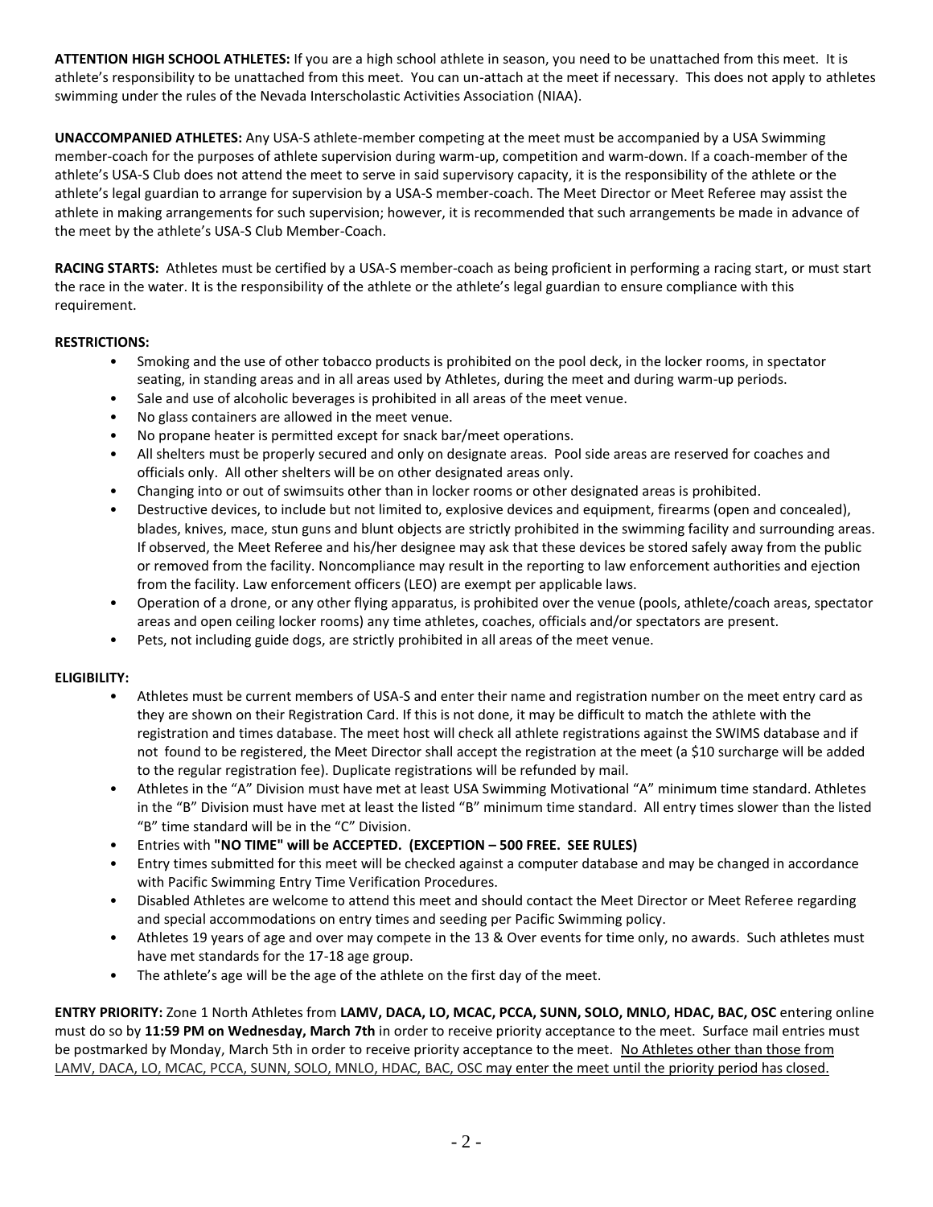**ATTENTION HIGH SCHOOL ATHLETES:** If you are a high school athlete in season, you need to be unattached from this meet. It is athlete's responsibility to be unattached from this meet. You can un-attach at the meet if necessary. This does not apply to athletes swimming under the rules of the Nevada Interscholastic Activities Association (NIAA).

**UNACCOMPANIED ATHLETES:** Any USA-S athlete-member competing at the meet must be accompanied by a USA Swimming member-coach for the purposes of athlete supervision during warm-up, competition and warm-down. If a coach-member of the athlete's USA-S Club does not attend the meet to serve in said supervisory capacity, it is the responsibility of the athlete or the athlete's legal guardian to arrange for supervision by a USA-S member-coach. The Meet Director or Meet Referee may assist the athlete in making arrangements for such supervision; however, it is recommended that such arrangements be made in advance of the meet by the athlete's USA-S Club Member-Coach.

**RACING STARTS:** Athletes must be certified by a USA-S member-coach as being proficient in performing a racing start, or must start the race in the water. It is the responsibility of the athlete or the athlete's legal guardian to ensure compliance with this requirement.

**RESTRICTIONS:**

- Smoking and the use of other tobacco products is prohibited on the pool deck, in the locker rooms, in spectator seating, in standing areas and in all areas used by Athletes, during the meet and during warm-up periods.
- Sale and use of alcoholic beverages is prohibited in all areas of the meet venue.
- No glass containers are allowed in the meet venue.
- No propane heater is permitted except for snack bar/meet operations.
- All shelters must be properly secured and only on designate areas. Pool side areas are reserved for coaches and officials only. All other shelters will be on other designated areas only.
- Changing into or out of swimsuits other than in locker rooms or other designated areas is prohibited.
- Destructive devices, to include but not limited to, explosive devices and equipment, firearms (open and concealed), blades, knives, mace, stun guns and blunt objects are strictly prohibited in the swimming facility and surrounding areas. If observed, the Meet Referee and his/her designee may ask that these devices be stored safely away from the public or removed from the facility. Noncompliance may result in the reporting to law enforcement authorities and ejection from the facility. Law enforcement officers (LEO) are exempt per applicable laws.
- Operation of a drone, or any other flying apparatus, is prohibited over the venue (pools, athlete/coach areas, spectator areas and open ceiling locker rooms) any time athletes, coaches, officials and/or spectators are present.
- Pets, not including guide dogs, are strictly prohibited in all areas of the meet venue.

**ELIGIBILITY:**

- Athletes must be current members of USA-S and enter their name and registration number on the meet entry card as they are shown on their Registration Card. If this is not done, it may be difficult to match the athlete with the registration and times database. The meet host will check all athlete registrations against the SWIMS database and if not found to be registered, the Meet Director shall accept the registration at the meet (a $10 surcharge will be added to the regular registration fee). Duplicate registrations will be refunded by mail.
- Athletes in the "A" Division must have met at least USA Swimming Motivational "A" minimum time standard. Athletes in the "B" Division must have met at least the listed "B" minimum time standard. All entry times slower than the listed "B" time standard will be in the "C" Division.
- Entries with **"NO TIME" will be ACCEPTED. (EXCEPTION – 500 FREE. SEE RULES)**
- Entry times submitted for this meet will be checked against a computer database and may be changed in accordance with Pacific Swimming Entry Time Verification Procedures.
- Disabled Athletes are welcome to attend this meet and should contact the Meet Director or Meet Referee regarding and special accommodations on entry times and seeding per Pacific Swimming policy.
- Athletes 19 years of age and over may compete in the 13 & Over events for time only, no awards. Such athletes must have met standards for the 17-18 age group.
- The athlete's age will be the age of the athlete on the first day of the meet.

**ENTRY PRIORITY:** Zone 1 North Athletes from **LAMV, DACA, LO, MCAC, PCCA, SUNN, SOLO, MNLO, HDAC, BAC, OSC** entering online must do so by **11:59 PM on Wednesday, March 7th** in order to receive priority acceptance to the meet. Surface mail entries must be postmarked by Monday, March 5th in order to receive priority acceptance to the meet. No Athletes other than those from LAMV, DACA, LO, MCAC, PCCA, SUNN, SOLO, MNLO, HDAC, BAC, OSC may enter the meet until the priority period has closed.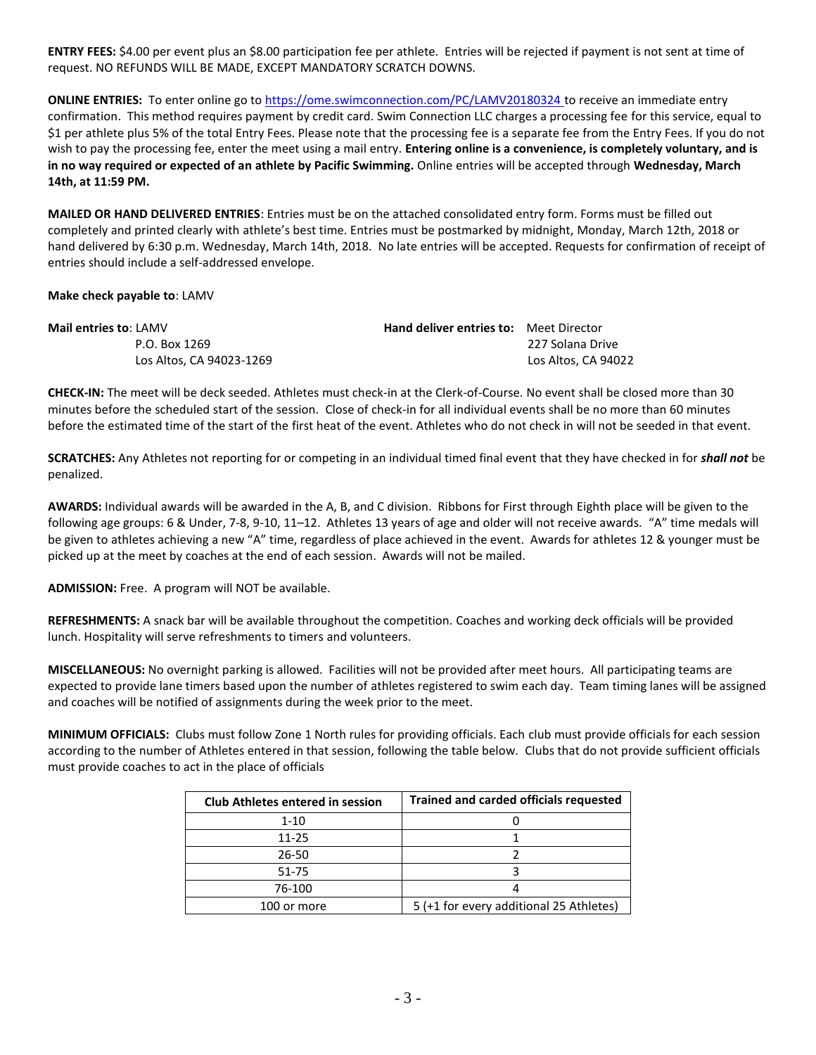**ENTRY FEES:** $4.00 per event plus an $8.00 participation fee per athlete. Entries will be rejected if payment is not sent at time of request. NO REFUNDS WILL BE MADE, EXCEPT MANDATORY SCRATCH DOWNS.

**ONLINE ENTRIES:** To enter online go to https://ome.swimconnection.com/PC/LAMV20180324 to receive an immediate entry confirmation. This method requires payment by credit card. Swim Connection LLC charges a processing fee for this service, equal to $1 per athlete plus 5% of the total Entry Fees. Please note that the processing fee is a separate fee from the Entry Fees. If you do not wish to pay the processing fee, enter the meet using a mail entry. **Entering online is a convenience, is completely voluntary, and is in no way required or expected of an athlete by Pacific Swimming.** Online entries will be accepted through **Wednesday, March 14th, at 11:59 PM.**

**MAILED OR HAND DELIVERED ENTRIES**: Entries must be on the attached consolidated entry form. Forms must be filled out completely and printed clearly with athlete's best time. Entries must be postmarked by midnight, Monday, March 12th, 2018 or hand delivered by 6:30 p.m. Wednesday, March 14th, 2018. No late entries will be accepted. Requests for confirmation of receipt of entries should include a self-addressed envelope.

**Make check payable to**: LAMV

**Mail entries to**: LAMV
P.O. Box 1269
Los Altos, CA 94023-1269

**Hand deliver entries to:** Meet Director
227 Solana Drive
Los Altos, CA 94022

**CHECK-IN:** The meet will be deck seeded. Athletes must check-in at the Clerk-of-Course. No event shall be closed more than 30 minutes before the scheduled start of the session. Close of check-in for all individual events shall be no more than 60 minutes before the estimated time of the start of the first heat of the event. Athletes who do not check in will not be seeded in that event.

**SCRATCHES:** Any Athletes not reporting for or competing in an individual timed final event that they have checked in for ***shall not*** be penalized.

**AWARDS:** Individual awards will be awarded in the A, B, and C division. Ribbons for First through Eighth place will be given to the following age groups: 6 & Under, 7-8, 9-10, 11–12. Athletes 13 years of age and older will not receive awards. "A" time medals will be given to athletes achieving a new "A" time, regardless of place achieved in the event. Awards for athletes 12 & younger must be picked up at the meet by coaches at the end of each session. Awards will not be mailed.

**ADMISSION:** Free. A program will NOT be available.

**REFRESHMENTS:** A snack bar will be available throughout the competition. Coaches and working deck officials will be provided lunch. Hospitality will serve refreshments to timers and volunteers.

**MISCELLANEOUS:** No overnight parking is allowed. Facilities will not be provided after meet hours. All participating teams are expected to provide lane timers based upon the number of athletes registered to swim each day. Team timing lanes will be assigned and coaches will be notified of assignments during the week prior to the meet.

**MINIMUM OFFICIALS:** Clubs must follow Zone 1 North rules for providing officials. Each club must provide officials for each session according to the number of Athletes entered in that session, following the table below. Clubs that do not provide sufficient officials must provide coaches to act in the place of officials

| Club Athletes entered in session | Trained and carded officials requested |
|---|---|
| 1-10 | 0 |
| 11-25 | 1 |
| 26-50 | 2 |
| 51-75 | 3 |
| 76-100 | 4 |
| 100 or more | 5 (+1 for every additional 25 Athletes) |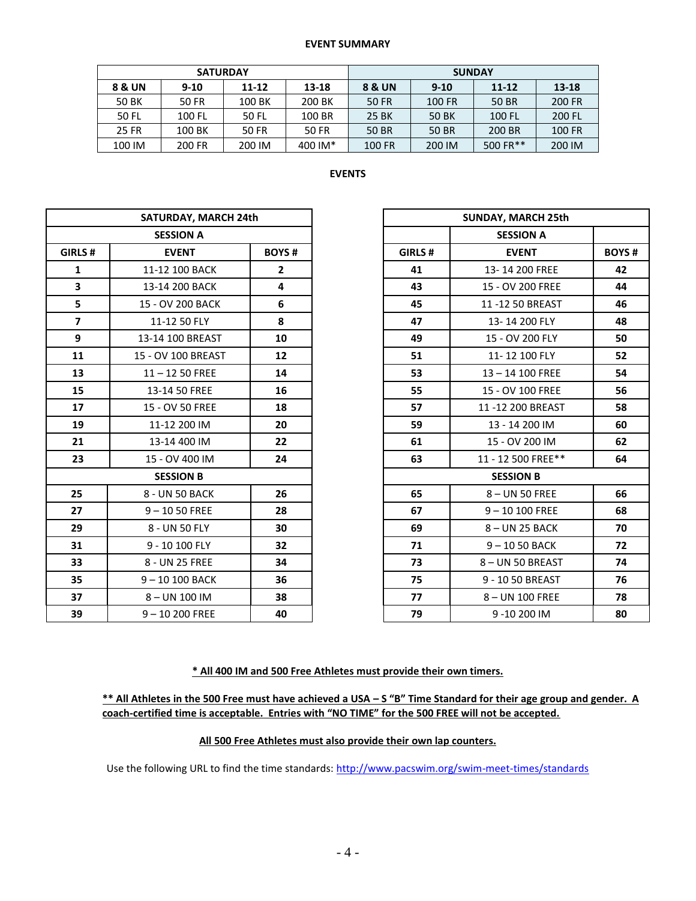**EVENT SUMMARY**

| SATURDAY | | | | SUNDAY | | | |
|---|---|---|---|---|---|---|---|
| **8 & UN** | **9-10** | **11-12** | **13-18** | **8 & UN** | **9-10** | **11-12** | **13-18** |
| 50 BK | 50 FR | 100 BK | 200 BK | 50 FR | 100 FR | 50 BR | 200 FR |
| 50 FL | 100 FL | 50 FL | 100 BR | 25 BK | 50 BK | 100 FL | 200 FL |
| 25 FR | 100 BK | 50 FR | 50 FR | 50 BR | 50 BR | 200 BR | 100 FR |
| 100 IM | 200 FR | 200 IM | 400 IM* | 100 FR | 200 IM | 500 FR** | 200 IM |

**EVENTS**

| SATURDAY, MARCH 24th | | |
|---|---|---|
| **SESSION A** | | |
| **GIRLS #** | **EVENT** | **BOYS #** |
| **1** | 11-12 100 BACK | **2** |
| **3** | 13-14 200 BACK | **4** |
| **5** | 15 - OV 200 BACK | **6** |
| **7** | 11-12 50 FLY | **8** |
| **9** | 13-14 100 BREAST | **10** |
| **11** | 15 - OV 100 BREAST | **12** |
| **13** | 11 – 12 50 FREE | **14** |
| **15** | 13-14 50 FREE | **16** |
| **17** | 15 - OV 50 FREE | **18** |
| **19** | 11-12 200 IM | **20** |
| **21** | 13-14 400 IM | **22** |
| **23** | 15 - OV 400 IM | **24** |
| **SESSION B** | | |
| **25** | 8 - UN 50 BACK | **26** |
| **27** | 9 – 10 50 FREE | **28** |
| **29** | 8 - UN 50 FLY | **30** |
| **31** | 9 - 10 100 FLY | **32** |
| **33** | 8 - UN 25 FREE | **34** |
| **35** | 9 – 10 100 BACK | **36** |
| **37** | 8 – UN 100 IM | **38** |
| **39** | 9 – 10 200 FREE | **40** |

| SUNDAY, MARCH 25th | | |
|---|---|---|
| | **SESSION A** | |
| **GIRLS #** | **EVENT** | **BOYS #** |
| **41** | 13- 14 200 FREE | **42** |
| **43** | 15 - OV 200 FREE | **44** |
| **45** | 11 -12 50 BREAST | **46** |
| **47** | 13- 14 200 FLY | **48** |
| **49** | 15 - OV 200 FLY | **50** |
| **51** | 11- 12 100 FLY | **52** |
| **53** | 13 – 14 100 FREE | **54** |
| **55** | 15 - OV 100 FREE | **56** |
| **57** | 11 -12 200 BREAST | **58** |
| **59** | 13 - 14 200 IM | **60** |
| **61** | 15 - OV 200 IM | **62** |
| **63** | 11 - 12 500 FREE** | **64** |
| **SESSION B** | | |
| **65** | 8 – UN 50 FREE | **66** |
| **67** | 9 – 10 100 FREE | **68** |
| **69** | 8 – UN 25 BACK | **70** |
| **71** | 9 – 10 50 BACK | **72** |
| **73** | 8 – UN 50 BREAST | **74** |
| **75** | 9 - 10 50 BREAST | **76** |
| **77** | 8 – UN 100 FREE | **78** |
| **79** | 9 -10 200 IM | **80** |

**<u>* All 400 IM and 500 Free Athletes must provide their own timers.</u>**

**<u>** All Athletes in the 500 Free must have achieved a USA – S "B" Time Standard for their age group and gender. A coach-certified time is acceptable. Entries with "NO TIME" for the 500 FREE will not be accepted.</u>**

**<u>All 500 Free Athletes must also provide their own lap counters.</u>**

Use the following URL to find the time standards: http://www.pacswim.org/swim-meet-times/standards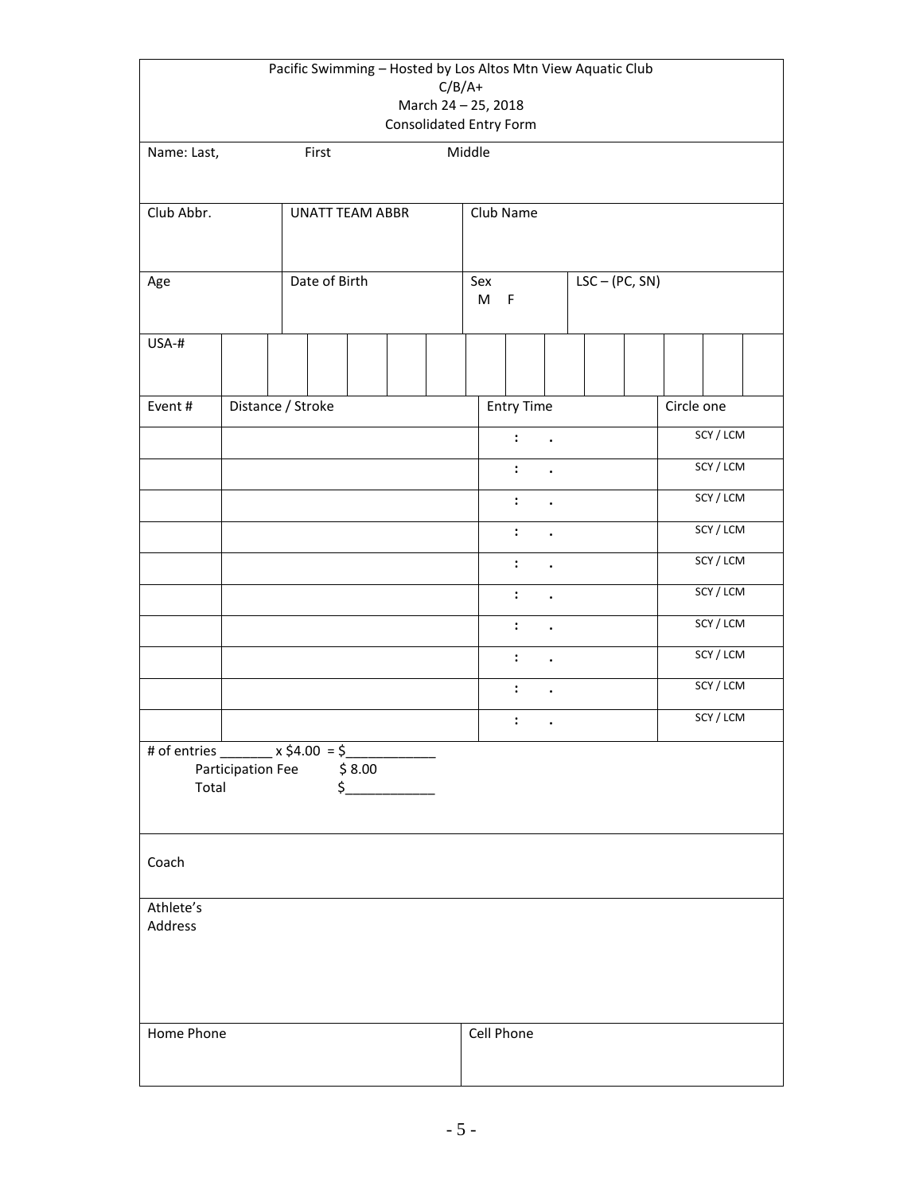Pacific Swimming – Hosted by Los Altos Mtn View Aquatic Club
C/B/A+
March 24 – 25, 2018
Consolidated Entry Form

| | | |
|---|---|---|
| Name: Last, | First | Middle |

| | | |
|---|---|---|
| Club Abbr. | UNATT TEAM ABBR | Club Name |

| | | | |
|---|---|---|---|
| Age | Date of Birth | Sex<br>M F | LSC – (PC, SN) |

| | | | | | | | | | | | | | |
|---|---|---|---|---|---|---|---|---|---|---|---|---|---|
| USA-# | | | | | | | | | | | | | |

| Event # | Distance / Stroke | Entry Time | Circle one |
|---|---|---|---|
| | | : . | SCY / LCM |
| | | : . | SCY / LCM |
| | | : . | SCY / LCM |
| | | : . | SCY / LCM |
| | | : . | SCY / LCM |
| | | : . | SCY / LCM |
| | | : . | SCY / LCM |
| | | : . | SCY / LCM |
| | | : . | SCY / LCM |
| | | : . | SCY / LCM |

# of entries _______ x $4.00 = $____________
Participation Fee $ 8.00
Total $____________

Coach

Athlete's Address

| | |
|---|---|
| Home Phone | Cell Phone |